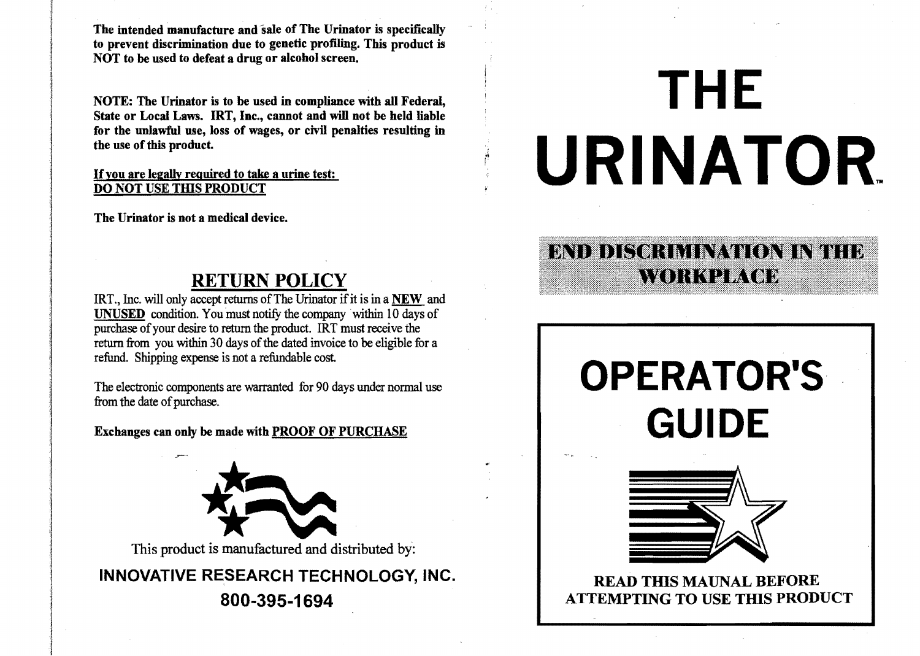**The intended manufacture and sale of The Urinator is specifically to prevent discrimination due to genetic profiling. This product is NOT to be used to defeat a drug or alcohol screen.**

**NOTE: The Urinator is to be used in compliance with all Federal, State or Local Laws. IRT, Inc., cannot and will not be held liable for the unlawful use, loss of wages, or civil penalties resulting in the use of this product.**

**If you are legally required to take a urine test:**
**DO NOT USE THIS PRODUCT**

**The Urinator is not a medical device.**

## RETURN POLICY

IRT., Inc. will only accept returns of The Urinator if it is in a **NEW** and **UNUSED** condition. You must notify the company within 10 days of purchase of your desire to return the product. IRT must receive the return from you within 30 days of the dated invoice to be eligible for a refund. Shipping expense is not a refundable cost.

The electronic components are warranted for 90 days under normal use from the date of purchase.

**Exchanges can only be made with PROOF OF PURCHASE**

This product is manufactured and distributed by:

**INNOVATIVE RESEARCH TECHNOLOGY, INC.**

**800-395-1694**

# THE URINATOR™

**END DISCRIMINATION IN THE WORKPLACE**

# OPERATOR'S GUIDE

**READ THIS MAUNAL BEFORE ATTEMPTING TO USE THIS PRODUCT**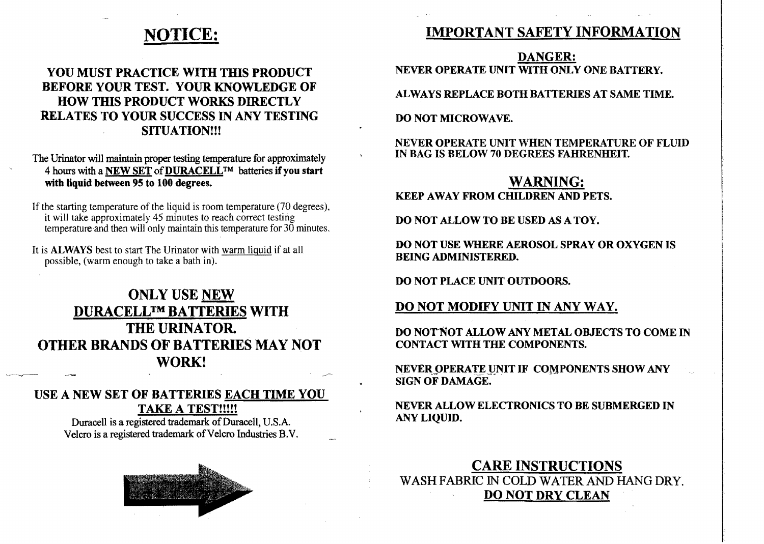# NOTICE:

**YOU MUST PRACTICE WITH THIS PRODUCT BEFORE YOUR TEST. YOUR KNOWLEDGE OF HOW THIS PRODUCT WORKS DIRECTLY RELATES TO YOUR SUCCESS IN ANY TESTING SITUATION!!!**

The Urinator will maintain proper testing temperature for approximately 4 hours with a <u>NEW SET</u> of <u>**DURACELL™**</u> batteries **if you start with liquid between 95 to 100 degrees.**

If the starting temperature of the liquid is room temperature (70 degrees), it will take approximately 45 minutes to reach correct testing temperature and then will only maintain this temperature for 30 minutes.

It is **ALWAYS** best to start The Urinator with <u>warm liquid</u> if at all possible, (warm enough to take a bath in).

## ONLY USE <u>NEW DURACELL™ BATTERIES</u> WITH THE URINATOR. OTHER BRANDS OF BATTERIES MAY NOT WORK!

**USE A NEW SET OF BATTERIES <u>EACH TIME YOU TAKE A TEST!!!!!</u>**

Duracell is a registered trademark of Duracell, U.S.A.
Velcro is a registered trademark of Velcro Industries B.V.

# IMPORTANT SAFETY INFORMATION

## DANGER:

**NEVER OPERATE UNIT WITH ONLY ONE BATTERY.**

**ALWAYS REPLACE BOTH BATTERIES AT SAME TIME.**

**DO NOT MICROWAVE.**

**NEVER OPERATE UNIT WHEN TEMPERATURE OF FLUID IN BAG IS BELOW 70 DEGREES FAHRENHEIT.**

## WARNING:

**KEEP AWAY FROM CHILDREN AND PETS.**

**DO NOT ALLOW TO BE USED AS A TOY.**

**DO NOT USE WHERE AEROSOL SPRAY OR OXYGEN IS BEING ADMINISTERED.**

**DO NOT PLACE UNIT OUTDOORS.**

<u>**DO NOT MODIFY UNIT IN ANY WAY.**</u>

**DO NOT NOT ALLOW ANY METAL OBJECTS TO COME IN CONTACT WITH THE COMPONENTS.**

**NEVER OPERATE UNIT IF COMPONENTS SHOW ANY SIGN OF DAMAGE.**

**NEVER ALLOW ELECTRONICS TO BE SUBMERGED IN ANY LIQUID.**

## CARE INSTRUCTIONS

WASH FABRIC IN COLD WATER AND HANG DRY.

<u>**DO NOT DRY CLEAN**</u>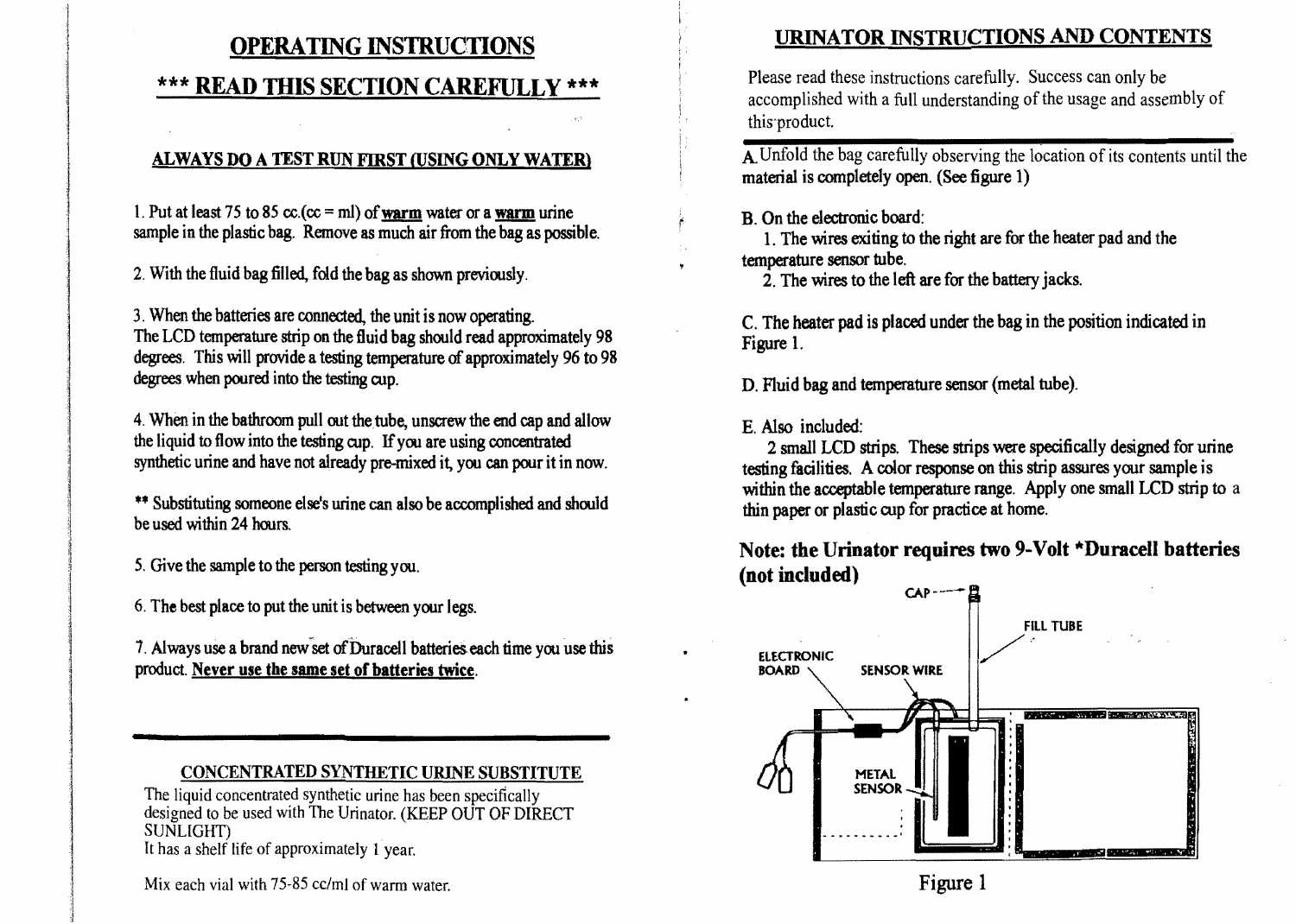# OPERATING INSTRUCTIONS

# *** READ THIS SECTION CAREFULLY ***

### ALWAYS DO A TEST RUN FIRST (USING ONLY WATER)

1. Put at least 75 to 85 cc.(cc = ml) of **warm** water or a **warm** urine sample in the plastic bag. Remove as much air from the bag as possible.

2. With the fluid bag filled, fold the bag as shown previously.

3. When the batteries are connected, the unit is now operating.
The LCD temperature strip on the fluid bag should read approximately 98 degrees. This will provide a testing temperature of approximately 96 to 98 degrees when poured into the testing cup.

4. When in the bathroom pull out the tube, unscrew the end cap and allow the liquid to flow into the testing cup. If you are using concentrated synthetic urine and have not already pre-mixed it, you can pour it in now.

** Substituting someone else's urine can also be accomplished and should be used within 24 hours.

5. Give the sample to the person testing you.

6. The best place to put the unit is between your legs.

7. Always use a brand new set of Duracell batteries each time you use this product. **Never use the same set of batteries twice.**

---

### CONCENTRATED SYNTHETIC URINE SUBSTITUTE

The liquid concentrated synthetic urine has been specifically designed to be used with The Urinator. (KEEP OUT OF DIRECT SUNLIGHT)
It has a shelf life of approximately 1 year.

Mix each vial with 75-85 cc/ml of warm water.

## URINATOR INSTRUCTIONS AND CONTENTS

Please read these instructions carefully. Success can only be accomplished with a full understanding of the usage and assembly of this product.

---

A. Unfold the bag carefully observing the location of its contents until the material is completely open. (See figure 1)

B. On the electronic board:
   1. The wires exiting to the right are for the heater pad and the temperature sensor tube.
   2. The wires to the left are for the battery jacks.

C. The heater pad is placed under the bag in the position indicated in Figure 1.

D. Fluid bag and temperature sensor (metal tube).

E. Also included:
   2 small LCD strips. These strips were specifically designed for urine testing facilities. A color response on this strip assures your sample is within the acceptable temperature range. Apply one small LCD strip to a thin paper or plastic cup for practice at home.

**Note: the Urinator requires two 9-Volt *Duracell batteries (not included)**

CAP, FILL TUBE, ELECTRONIC BOARD, SENSOR WIRE, METAL SENSOR

Figure 1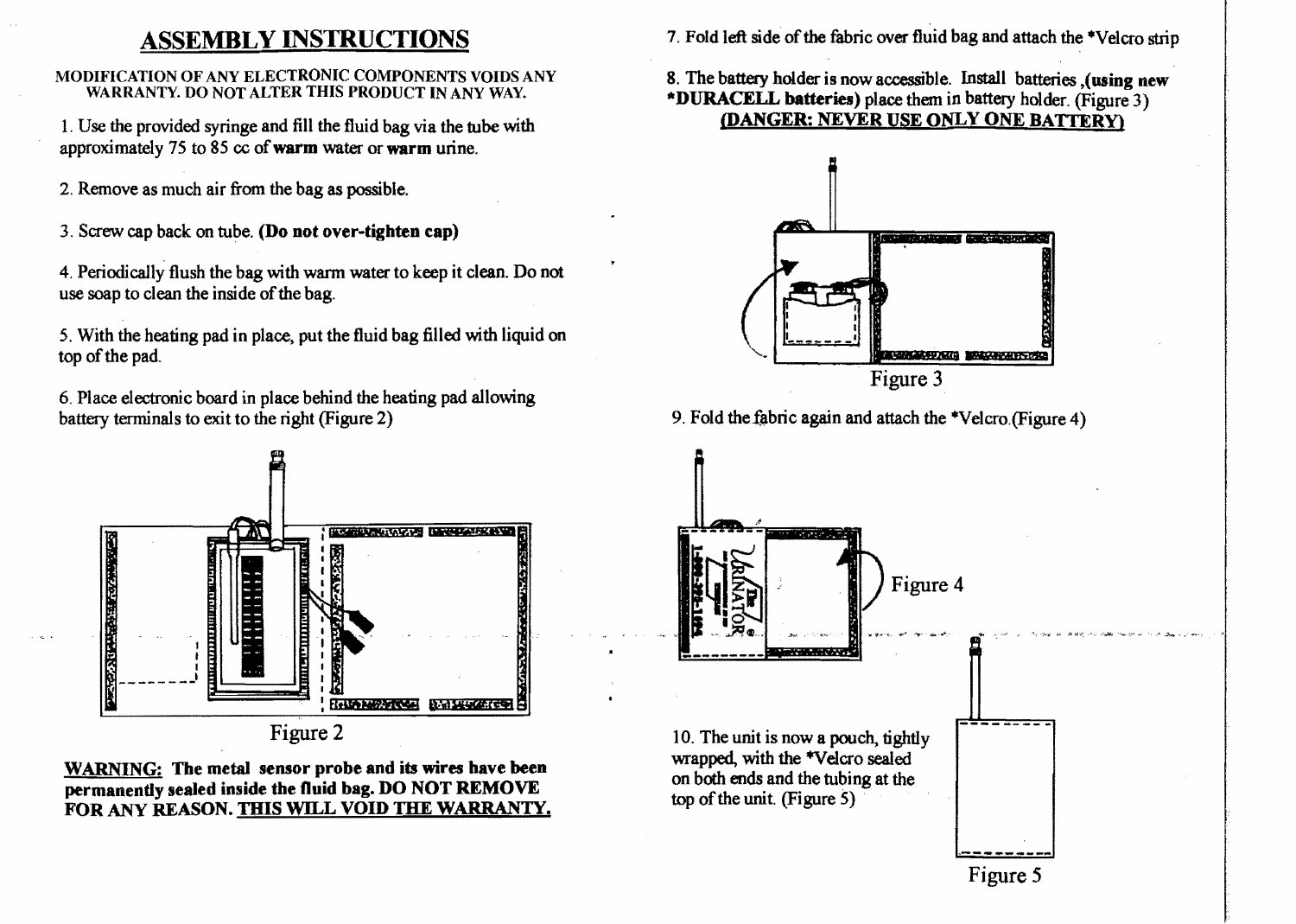# ASSEMBLY INSTRUCTIONS

MODIFICATION OF ANY ELECTRONIC COMPONENTS VOIDS ANY WARRANTY. DO NOT ALTER THIS PRODUCT IN ANY WAY.

1. Use the provided syringe and fill the fluid bag via the tube with approximately 75 to 85 cc of **warm** water or **warm** urine.

2. Remove as much air from the bag as possible.

3. Screw cap back on tube. **(Do not over-tighten cap)**

4. Periodically flush the bag with warm water to keep it clean. Do not use soap to clean the inside of the bag.

5. With the heating pad in place, put the fluid bag filled with liquid on top of the pad.

6. Place electronic board in place behind the heating pad allowing battery terminals to exit to the right (Figure 2)

Figure 2

**<u>WARNING:</u> The metal sensor probe and its wires have been permanently sealed inside the fluid bag. DO NOT REMOVE FOR ANY REASON. <u>THIS WILL VOID THE WARRANTY.</u>**

7. Fold left side of the fabric over fluid bag and attach the *Velcro strip

8. The battery holder is now accessible. Install batteries **,(using new *DURACELL batteries)** place them in battery holder. (Figure 3)

**<u>(DANGER: NEVER USE ONLY ONE BATTERY)</u>**

Figure 3

9. Fold the fabric again and attach the *Velcro.(Figure 4)

Figure 4

10. The unit is now a pouch, tightly wrapped, with the *Velcro sealed on both ends and the tubing at the top of the unit. (Figure 5)

Figure 5